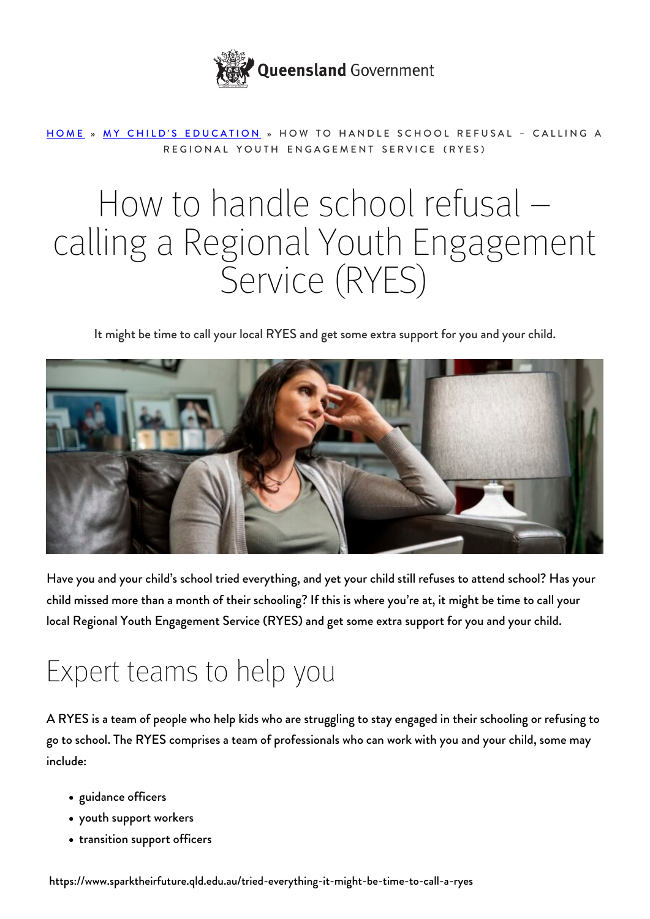HOME » MY CHILD'S EDUCATION » HOW TO HANDLE SCHOOL REFUSAL – CALLING A REGIONAL YOUTH ENGAGEMENT SERVICE (RYES)

# How to handle school refusal – calling a Regional Youth Engagement Service (RYES)

It might be time to call your local RYES and get some extra support for you and your child.

Have you and your child's school tried everything, and yet your child still refuses to attend school? Has your child missed more than a month of their schooling? If this is where you're at, it might be time to call your local Regional Youth Engagement Service (RYES) and get some extra support for you and your child.

## Expert teams to help you

A RYES is a team of people who help kids who are struggling to stay engaged in their schooling or refusing to go to school. The RYES comprises a team of professionals who can work with you and your child, some may include:

- guidance officers
- youth support workers
- transition support officers

https://www.sparktheirfuture.qld.edu.au/tried-everything-it-might-be-time-to-call-a-ryes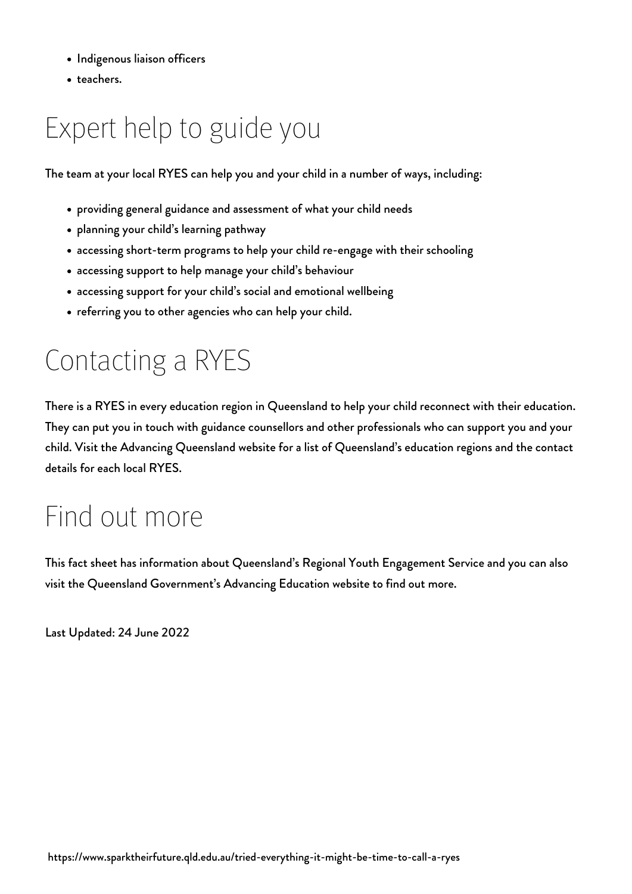- Indigenous liaison officers
- teachers.

# Expert help to guide you

The team at your local RYES can help you and your child in a number of ways, including:

- providing general guidance and assessment of what your child needs
- planning your child's learning pathway
- accessing short-term programs to help your child re-engage with their schooling
- accessing support to help manage your child's behaviour
- accessing support for your child's social and emotional wellbeing
- referring you to other agencies who can help your child.

# Contacting a RYES

There is a RYES in every education region in Queensland to help your child reconnect with their education. They can put you in touch with guidance counsellors and other professionals who can support you and your child. Visit the Advancing Queensland website for a list of Queensland's education regions and the contact details for each local RYES.

# Find out more

This fact sheet has information about Queensland's Regional Youth Engagement Service and you can also visit the Queensland Government's Advancing Education website to find out more.

Last Updated: 24 June 2022